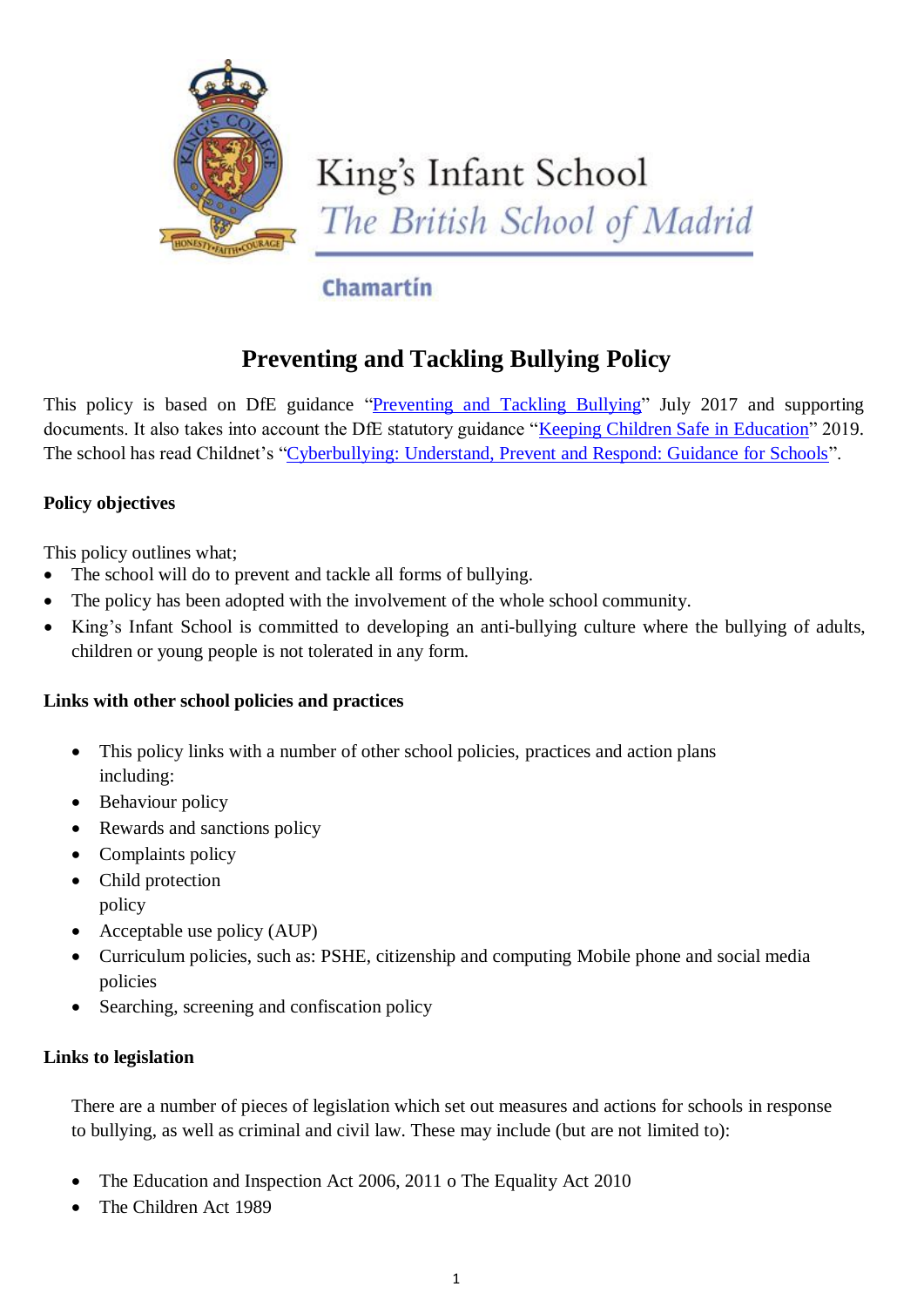King's Infant School

*The British School of Madrid*

Chamartín

# Preventing and Tackling Bullying Policy

This policy is based on DfE guidance "Preventing and Tackling Bullying" July 2017 and supporting documents. It also takes into account the DfE statutory guidance "Keeping Children Safe in Education" 2019. The school has read Childnet's "Cyberbullying: Understand, Prevent and Respond: Guidance for Schools".

**Policy objectives**

This policy outlines what;

- The school will do to prevent and tackle all forms of bullying.
- The policy has been adopted with the involvement of the whole school community.
- King's Infant School is committed to developing an anti-bullying culture where the bullying of adults, children or young people is not tolerated in any form.

**Links with other school policies and practices**

- This policy links with a number of other school policies, practices and action plans including:
- Behaviour policy
- Rewards and sanctions policy
- Complaints policy
- Child protection policy
- Acceptable use policy (AUP)
- Curriculum policies, such as: PSHE, citizenship and computing Mobile phone and social media policies
- Searching, screening and confiscation policy

**Links to legislation**

There are a number of pieces of legislation which set out measures and actions for schools in response to bullying, as well as criminal and civil law. These may include (but are not limited to):

- The Education and Inspection Act 2006, 2011 o The Equality Act 2010
- The Children Act 1989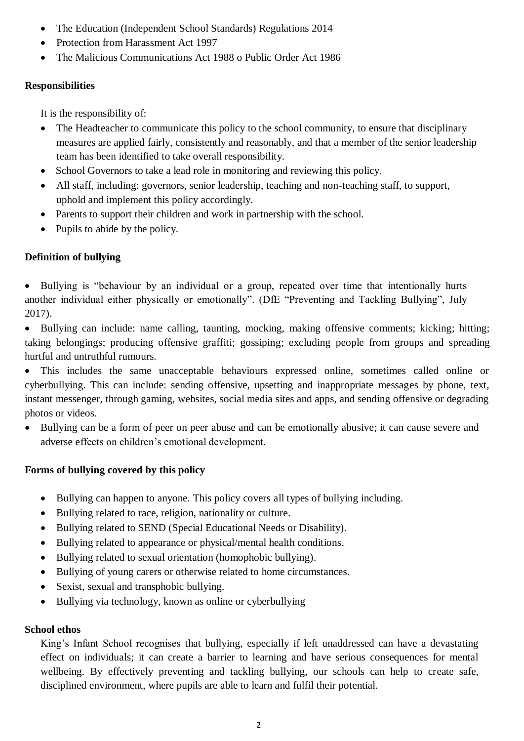- The Education (Independent School Standards) Regulations 2014
- Protection from Harassment Act 1997
- The Malicious Communications Act 1988 o Public Order Act 1986

**Responsibilities**

It is the responsibility of:

- The Headteacher to communicate this policy to the school community, to ensure that disciplinary measures are applied fairly, consistently and reasonably, and that a member of the senior leadership team has been identified to take overall responsibility.
- School Governors to take a lead role in monitoring and reviewing this policy.
- All staff, including: governors, senior leadership, teaching and non-teaching staff, to support, uphold and implement this policy accordingly.
- Parents to support their children and work in partnership with the school.
- Pupils to abide by the policy.

**Definition of bullying**

- Bullying is "behaviour by an individual or a group, repeated over time that intentionally hurts another individual either physically or emotionally". (DfE "Preventing and Tackling Bullying", July 2017).
- Bullying can include: name calling, taunting, mocking, making offensive comments; kicking; hitting; taking belongings; producing offensive graffiti; gossiping; excluding people from groups and spreading hurtful and untruthful rumours.
- This includes the same unacceptable behaviours expressed online, sometimes called online or cyberbullying. This can include: sending offensive, upsetting and inappropriate messages by phone, text, instant messenger, through gaming, websites, social media sites and apps, and sending offensive or degrading photos or videos.
- Bullying can be a form of peer on peer abuse and can be emotionally abusive; it can cause severe and adverse effects on children's emotional development.

**Forms of bullying covered by this policy**

- Bullying can happen to anyone. This policy covers all types of bullying including.
- Bullying related to race, religion, nationality or culture.
- Bullying related to SEND (Special Educational Needs or Disability).
- Bullying related to appearance or physical/mental health conditions.
- Bullying related to sexual orientation (homophobic bullying).
- Bullying of young carers or otherwise related to home circumstances.
- Sexist, sexual and transphobic bullying.
- Bullying via technology, known as online or cyberbullying

**School ethos**

King's Infant School recognises that bullying, especially if left unaddressed can have a devastating effect on individuals; it can create a barrier to learning and have serious consequences for mental wellbeing. By effectively preventing and tackling bullying, our schools can help to create safe, disciplined environment, where pupils are able to learn and fulfil their potential.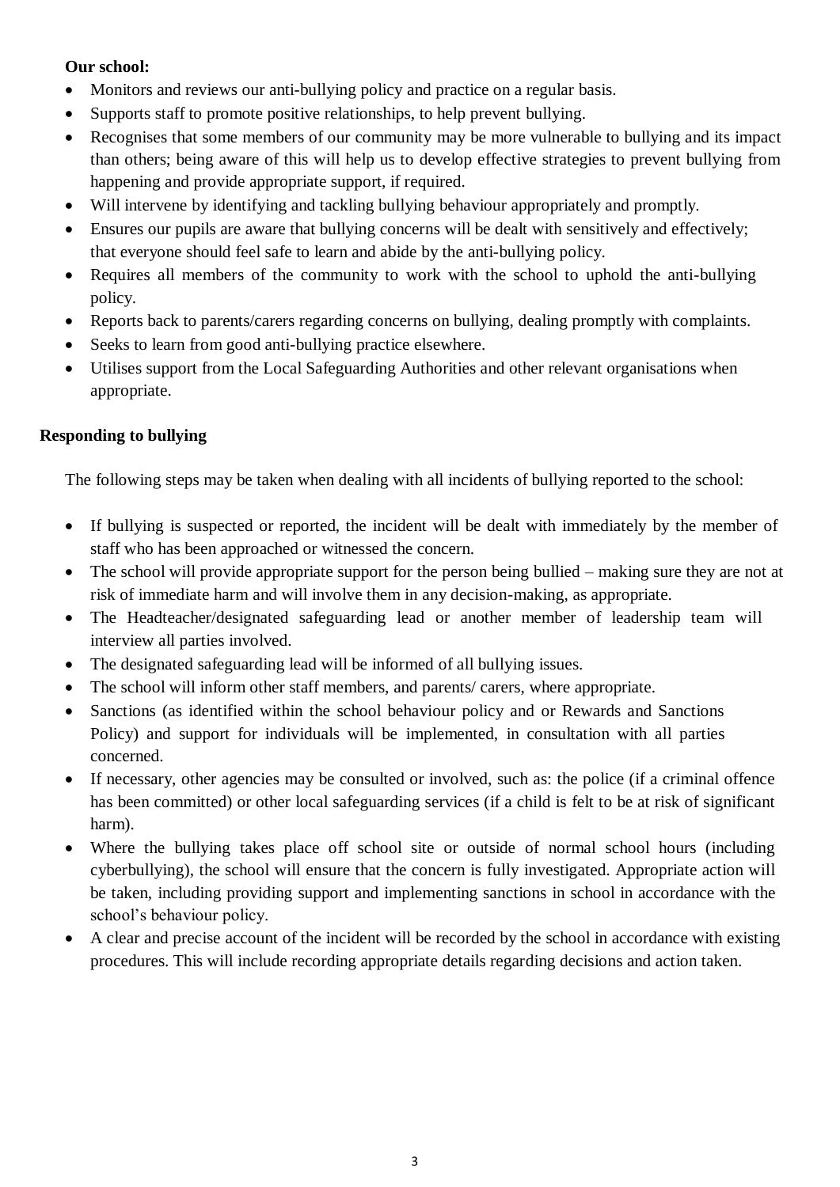**Our school:**

- Monitors and reviews our anti-bullying policy and practice on a regular basis.
- Supports staff to promote positive relationships, to help prevent bullying.
- Recognises that some members of our community may be more vulnerable to bullying and its impact than others; being aware of this will help us to develop effective strategies to prevent bullying from happening and provide appropriate support, if required.
- Will intervene by identifying and tackling bullying behaviour appropriately and promptly.
- Ensures our pupils are aware that bullying concerns will be dealt with sensitively and effectively; that everyone should feel safe to learn and abide by the anti-bullying policy.
- Requires all members of the community to work with the school to uphold the anti-bullying policy.
- Reports back to parents/carers regarding concerns on bullying, dealing promptly with complaints.
- Seeks to learn from good anti-bullying practice elsewhere.
- Utilises support from the Local Safeguarding Authorities and other relevant organisations when appropriate.

**Responding to bullying**

The following steps may be taken when dealing with all incidents of bullying reported to the school:

- If bullying is suspected or reported, the incident will be dealt with immediately by the member of staff who has been approached or witnessed the concern.
- The school will provide appropriate support for the person being bullied – making sure they are not at risk of immediate harm and will involve them in any decision-making, as appropriate.
- The Headteacher/designated safeguarding lead or another member of leadership team will interview all parties involved.
- The designated safeguarding lead will be informed of all bullying issues.
- The school will inform other staff members, and parents/ carers, where appropriate.
- Sanctions (as identified within the school behaviour policy and or Rewards and Sanctions Policy) and support for individuals will be implemented, in consultation with all parties concerned.
- If necessary, other agencies may be consulted or involved, such as: the police (if a criminal offence has been committed) or other local safeguarding services (if a child is felt to be at risk of significant harm).
- Where the bullying takes place off school site or outside of normal school hours (including cyberbullying), the school will ensure that the concern is fully investigated. Appropriate action will be taken, including providing support and implementing sanctions in school in accordance with the school's behaviour policy.
- A clear and precise account of the incident will be recorded by the school in accordance with existing procedures. This will include recording appropriate details regarding decisions and action taken.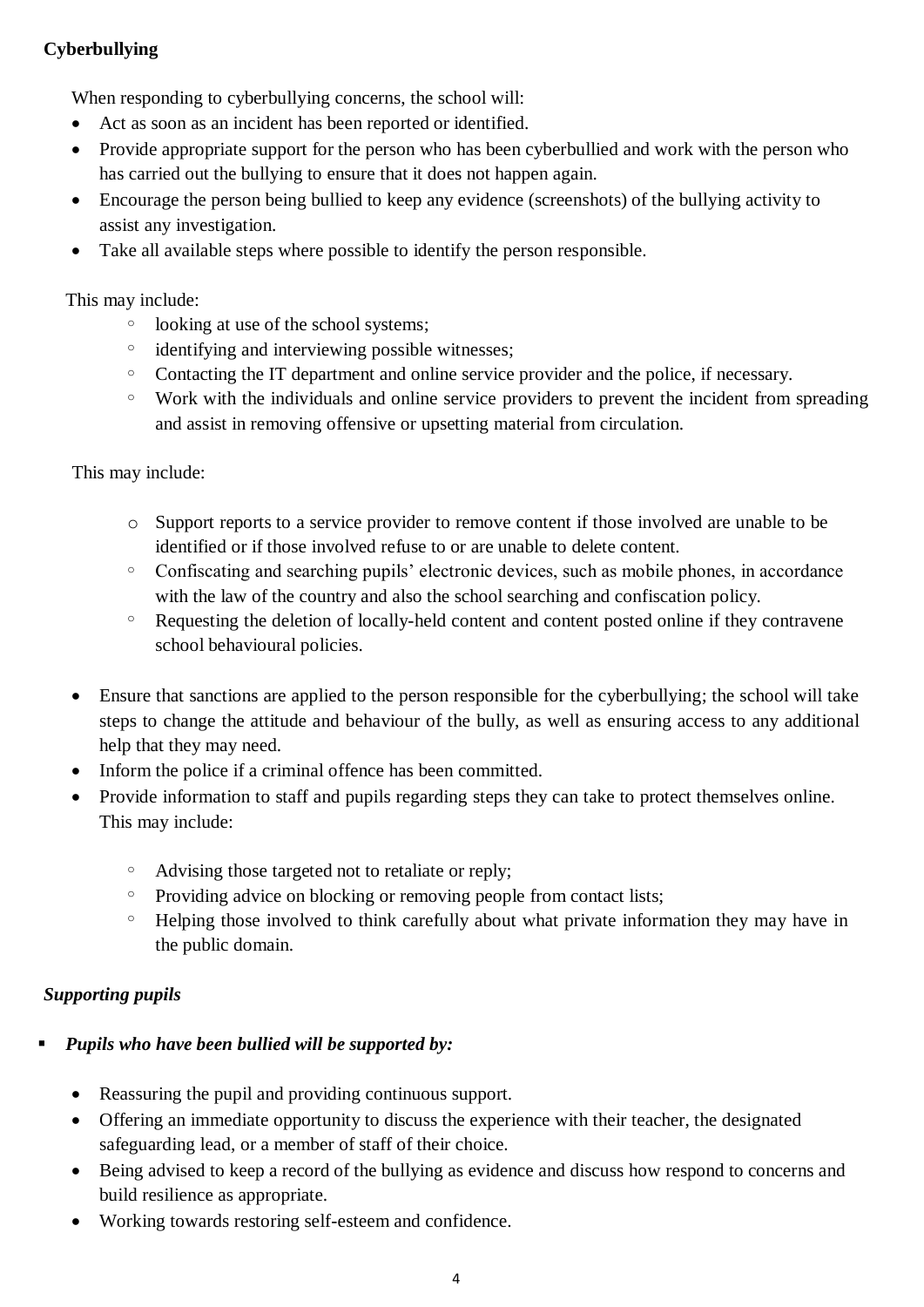**Cyberbullying**

When responding to cyberbullying concerns, the school will:

- Act as soon as an incident has been reported or identified.
- Provide appropriate support for the person who has been cyberbullied and work with the person who has carried out the bullying to ensure that it does not happen again.
- Encourage the person being bullied to keep any evidence (screenshots) of the bullying activity to assist any investigation.
- Take all available steps where possible to identify the person responsible.

This may include:

  - looking at use of the school systems;
  - identifying and interviewing possible witnesses;
  - Contacting the IT department and online service provider and the police, if necessary.
  - Work with the individuals and online service providers to prevent the incident from spreading and assist in removing offensive or upsetting material from circulation.

This may include:

  - Support reports to a service provider to remove content if those involved are unable to be identified or if those involved refuse to or are unable to delete content.
  - Confiscating and searching pupils' electronic devices, such as mobile phones, in accordance with the law of the country and also the school searching and confiscation policy.
  - Requesting the deletion of locally-held content and content posted online if they contravene school behavioural policies.

- Ensure that sanctions are applied to the person responsible for the cyberbullying; the school will take steps to change the attitude and behaviour of the bully, as well as ensuring access to any additional help that they may need.
- Inform the police if a criminal offence has been committed.
- Provide information to staff and pupils regarding steps they can take to protect themselves online. This may include:

  - Advising those targeted not to retaliate or reply;
  - Providing advice on blocking or removing people from contact lists;
  - Helping those involved to think carefully about what private information they may have in the public domain.

***Supporting pupils***

- ***Pupils who have been bullied will be supported by:***

  - Reassuring the pupil and providing continuous support.
  - Offering an immediate opportunity to discuss the experience with their teacher, the designated safeguarding lead, or a member of staff of their choice.
  - Being advised to keep a record of the bullying as evidence and discuss how respond to concerns and build resilience as appropriate.
  - Working towards restoring self-esteem and confidence.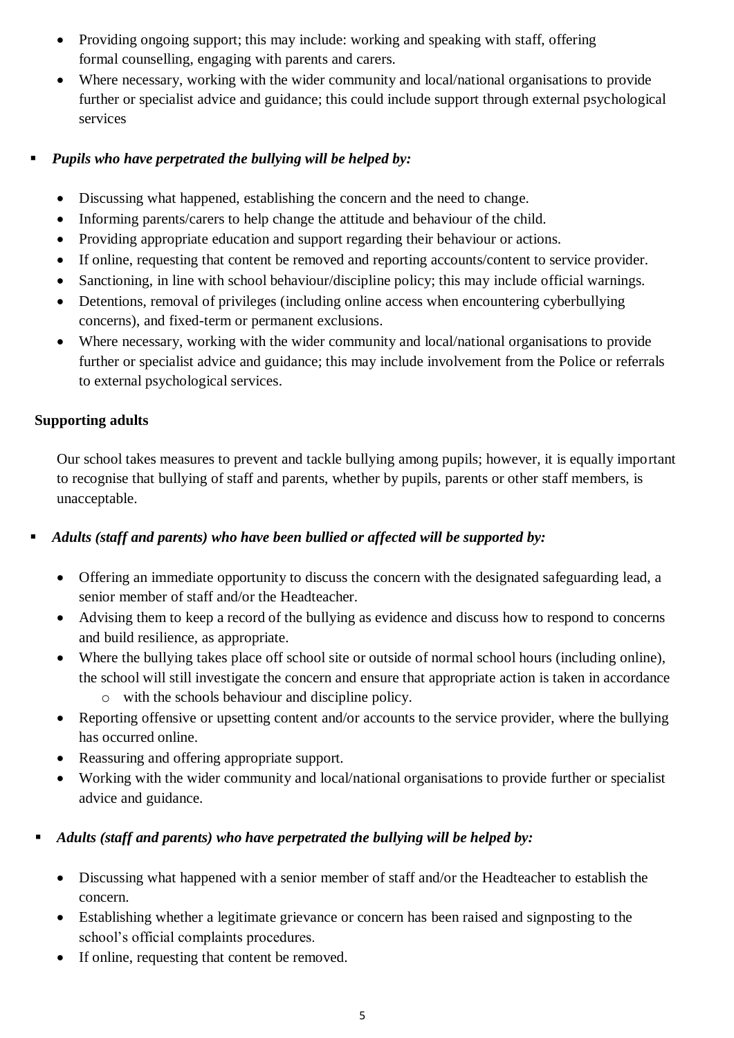- Providing ongoing support; this may include: working and speaking with staff, offering formal counselling, engaging with parents and carers.
- Where necessary, working with the wider community and local/national organisations to provide further or specialist advice and guidance; this could include support through external psychological services

- ***Pupils who have perpetrated the bullying will be helped by:***

  - Discussing what happened, establishing the concern and the need to change.
  - Informing parents/carers to help change the attitude and behaviour of the child.
  - Providing appropriate education and support regarding their behaviour or actions.
  - If online, requesting that content be removed and reporting accounts/content to service provider.
  - Sanctioning, in line with school behaviour/discipline policy; this may include official warnings.
  - Detentions, removal of privileges (including online access when encountering cyberbullying concerns), and fixed-term or permanent exclusions.
  - Where necessary, working with the wider community and local/national organisations to provide further or specialist advice and guidance; this may include involvement from the Police or referrals to external psychological services.

**Supporting adults**

Our school takes measures to prevent and tackle bullying among pupils; however, it is equally important to recognise that bullying of staff and parents, whether by pupils, parents or other staff members, is unacceptable.

- ***Adults (staff and parents) who have been bullied or affected will be supported by:***

  - Offering an immediate opportunity to discuss the concern with the designated safeguarding lead, a senior member of staff and/or the Headteacher.
  - Advising them to keep a record of the bullying as evidence and discuss how to respond to concerns and build resilience, as appropriate.
  - Where the bullying takes place off school site or outside of normal school hours (including online), the school will still investigate the concern and ensure that appropriate action is taken in accordance
    - with the schools behaviour and discipline policy.
  - Reporting offensive or upsetting content and/or accounts to the service provider, where the bullying has occurred online.
  - Reassuring and offering appropriate support.
  - Working with the wider community and local/national organisations to provide further or specialist advice and guidance.

- ***Adults (staff and parents) who have perpetrated the bullying will be helped by:***

  - Discussing what happened with a senior member of staff and/or the Headteacher to establish the concern.
  - Establishing whether a legitimate grievance or concern has been raised and signposting to the school's official complaints procedures.
  - If online, requesting that content be removed.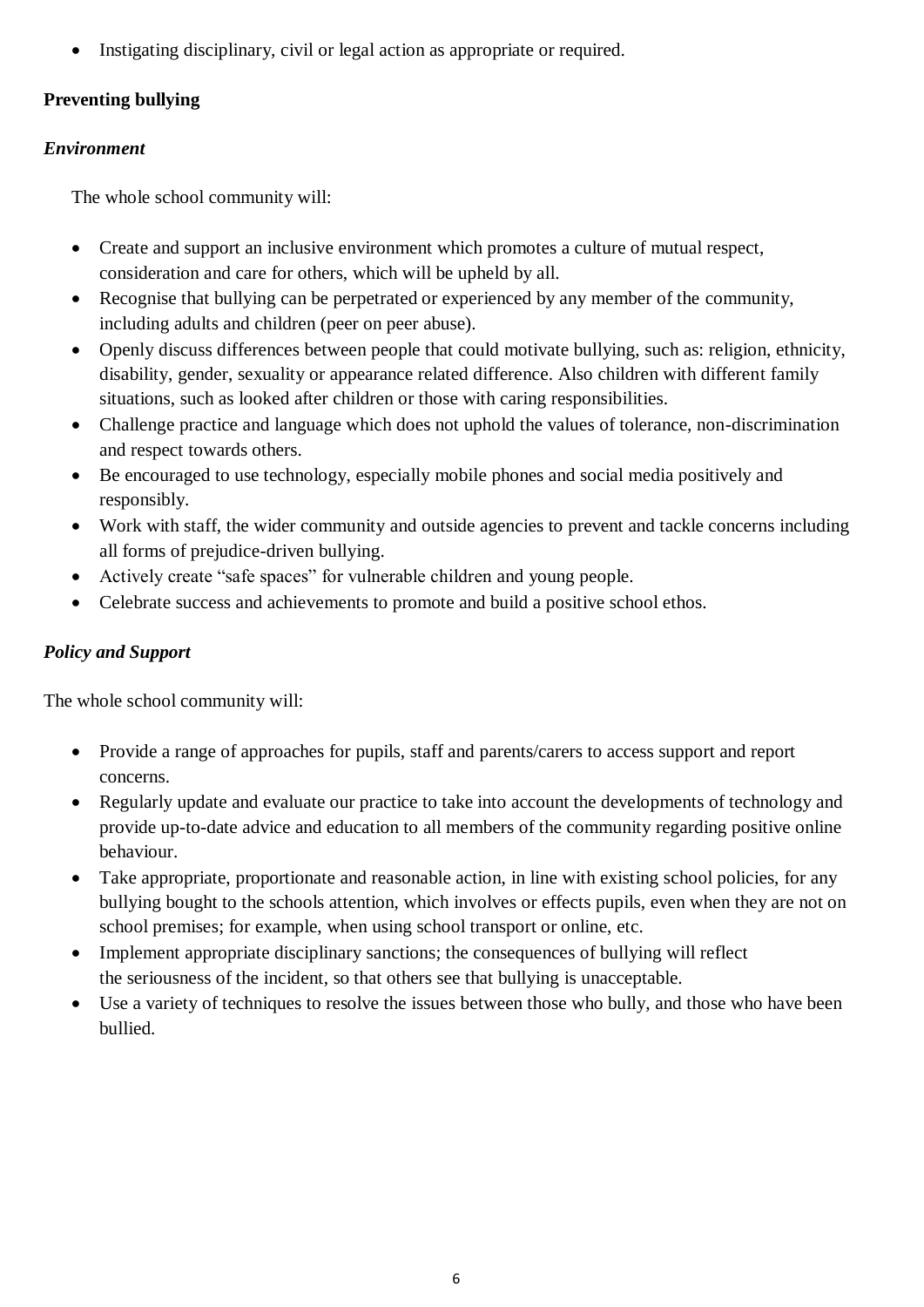- Instigating disciplinary, civil or legal action as appropriate or required.

**Preventing bullying**

***Environment***

The whole school community will:

- Create and support an inclusive environment which promotes a culture of mutual respect, consideration and care for others, which will be upheld by all.
- Recognise that bullying can be perpetrated or experienced by any member of the community, including adults and children (peer on peer abuse).
- Openly discuss differences between people that could motivate bullying, such as: religion, ethnicity, disability, gender, sexuality or appearance related difference. Also children with different family situations, such as looked after children or those with caring responsibilities.
- Challenge practice and language which does not uphold the values of tolerance, non-discrimination and respect towards others.
- Be encouraged to use technology, especially mobile phones and social media positively and responsibly.
- Work with staff, the wider community and outside agencies to prevent and tackle concerns including all forms of prejudice-driven bullying.
- Actively create "safe spaces" for vulnerable children and young people.
- Celebrate success and achievements to promote and build a positive school ethos.

***Policy and Support***

The whole school community will:

- Provide a range of approaches for pupils, staff and parents/carers to access support and report concerns.
- Regularly update and evaluate our practice to take into account the developments of technology and provide up-to-date advice and education to all members of the community regarding positive online behaviour.
- Take appropriate, proportionate and reasonable action, in line with existing school policies, for any bullying bought to the schools attention, which involves or effects pupils, even when they are not on school premises; for example, when using school transport or online, etc.
- Implement appropriate disciplinary sanctions; the consequences of bullying will reflect the seriousness of the incident, so that others see that bullying is unacceptable.
- Use a variety of techniques to resolve the issues between those who bully, and those who have been bullied.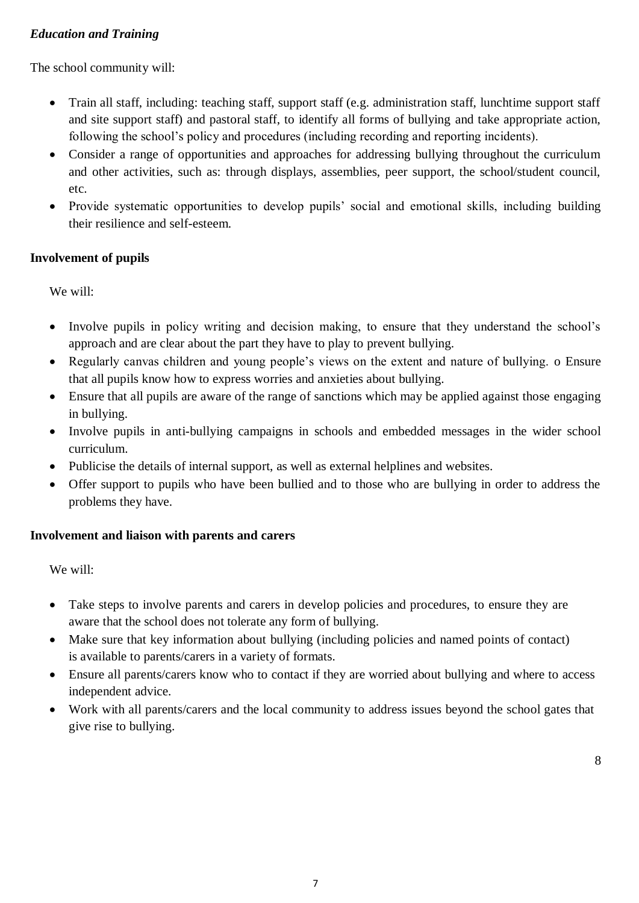***Education and Training***

The school community will:

- Train all staff, including: teaching staff, support staff (e.g. administration staff, lunchtime support staff and site support staff) and pastoral staff, to identify all forms of bullying and take appropriate action, following the school's policy and procedures (including recording and reporting incidents).
- Consider a range of opportunities and approaches for addressing bullying throughout the curriculum and other activities, such as: through displays, assemblies, peer support, the school/student council, etc.
- Provide systematic opportunities to develop pupils' social and emotional skills, including building their resilience and self-esteem.

**Involvement of pupils**

We will:

- Involve pupils in policy writing and decision making, to ensure that they understand the school's approach and are clear about the part they have to play to prevent bullying.
- Regularly canvas children and young people's views on the extent and nature of bullying. o Ensure that all pupils know how to express worries and anxieties about bullying.
- Ensure that all pupils are aware of the range of sanctions which may be applied against those engaging in bullying.
- Involve pupils in anti-bullying campaigns in schools and embedded messages in the wider school curriculum.
- Publicise the details of internal support, as well as external helplines and websites.
- Offer support to pupils who have been bullied and to those who are bullying in order to address the problems they have.

**Involvement and liaison with parents and carers**

We will:

- Take steps to involve parents and carers in develop policies and procedures, to ensure they are aware that the school does not tolerate any form of bullying.
- Make sure that key information about bullying (including policies and named points of contact) is available to parents/carers in a variety of formats.
- Ensure all parents/carers know who to contact if they are worried about bullying and where to access independent advice.
- Work with all parents/carers and the local community to address issues beyond the school gates that give rise to bullying.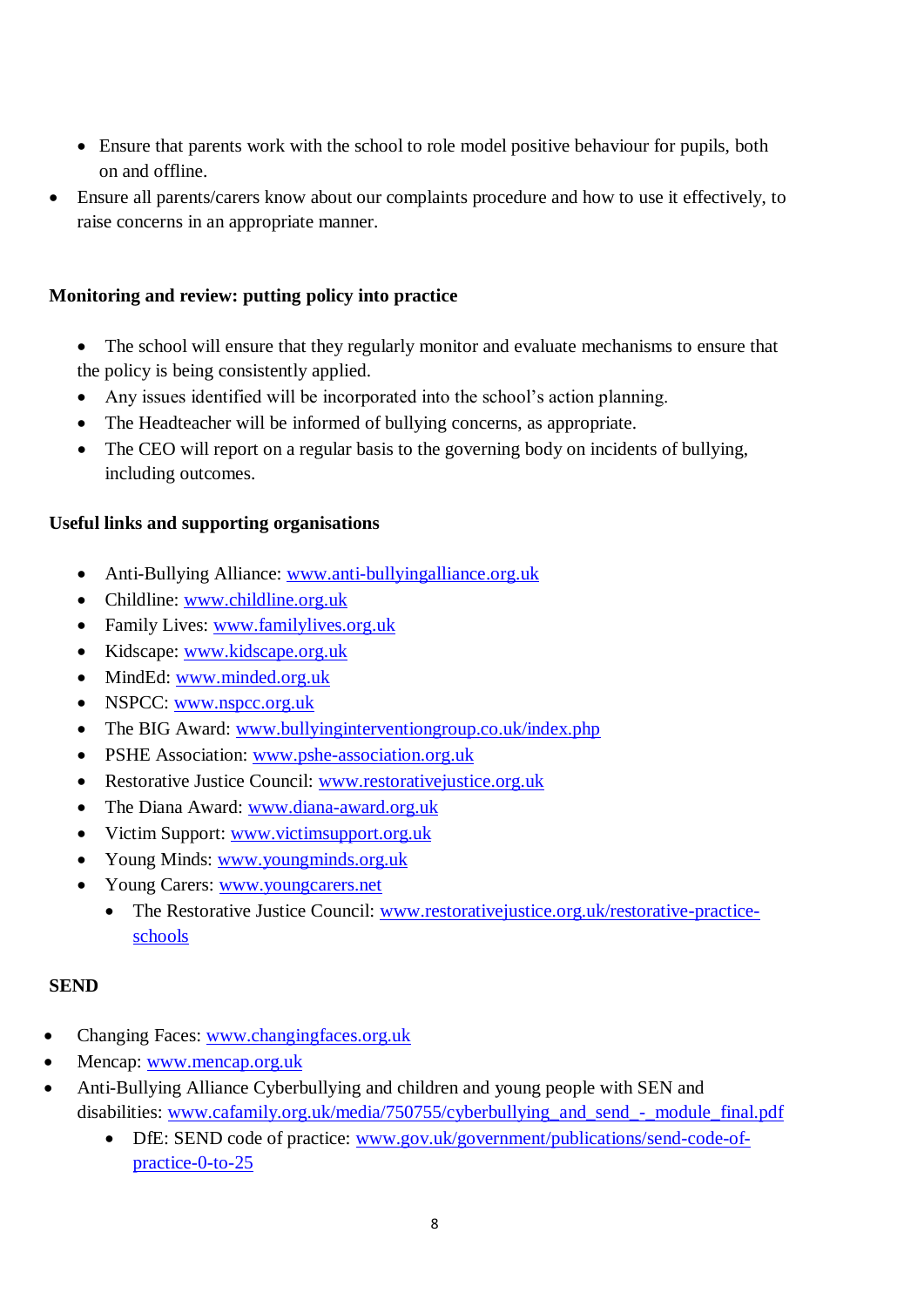- Ensure that parents work with the school to role model positive behaviour for pupils, both on and offline.
- Ensure all parents/carers know about our complaints procedure and how to use it effectively, to raise concerns in an appropriate manner.

**Monitoring and review: putting policy into practice**

- The school will ensure that they regularly monitor and evaluate mechanisms to ensure that the policy is being consistently applied.
- Any issues identified will be incorporated into the school's action planning.
- The Headteacher will be informed of bullying concerns, as appropriate.
- The CEO will report on a regular basis to the governing body on incidents of bullying, including outcomes.

**Useful links and supporting organisations**

- Anti-Bullying Alliance: [www.anti-bullyingalliance.org.uk](www.anti-bullyingalliance.org.uk)
- Childline: [www.childline.org.uk](www.childline.org.uk)
- Family Lives: [www.familylives.org.uk](www.familylives.org.uk)
- Kidscape: [www.kidscape.org.uk](www.kidscape.org.uk)
- MindEd: [www.minded.org.uk](www.minded.org.uk)
- NSPCC: [www.nspcc.org.uk](www.nspcc.org.uk)
- The BIG Award: [www.bullyinginterventiongroup.co.uk/index.php](www.bullyinginterventiongroup.co.uk/index.php)
- PSHE Association: [www.pshe-association.org.uk](www.pshe-association.org.uk)
- Restorative Justice Council: [www.restorativejustice.org.uk](www.restorativejustice.org.uk)
- The Diana Award: [www.diana-award.org.uk](www.diana-award.org.uk)
- Victim Support: [www.victimsupport.org.uk](www.victimsupport.org.uk)
- Young Minds: [www.youngminds.org.uk](www.youngminds.org.uk)
- Young Carers: [www.youngcarers.net](www.youngcarers.net)
  - The Restorative Justice Council: [www.restorativejustice.org.uk/restorative-practice-schools](www.restorativejustice.org.uk/restorative-practice-schools)

**SEND**

- Changing Faces: [www.changingfaces.org.uk](www.changingfaces.org.uk)
- Mencap: [www.mencap.org.uk](www.mencap.org.uk)
- Anti-Bullying Alliance Cyberbullying and children and young people with SEN and disabilities: [www.cafamily.org.uk/media/750755/cyberbullying_and_send_-_module_final.pdf](www.cafamily.org.uk/media/750755/cyberbullying_and_send_-_module_final.pdf)
  - DfE: SEND code of practice: [www.gov.uk/government/publications/send-code-of-practice-0-to-25](www.gov.uk/government/publications/send-code-of-practice-0-to-25)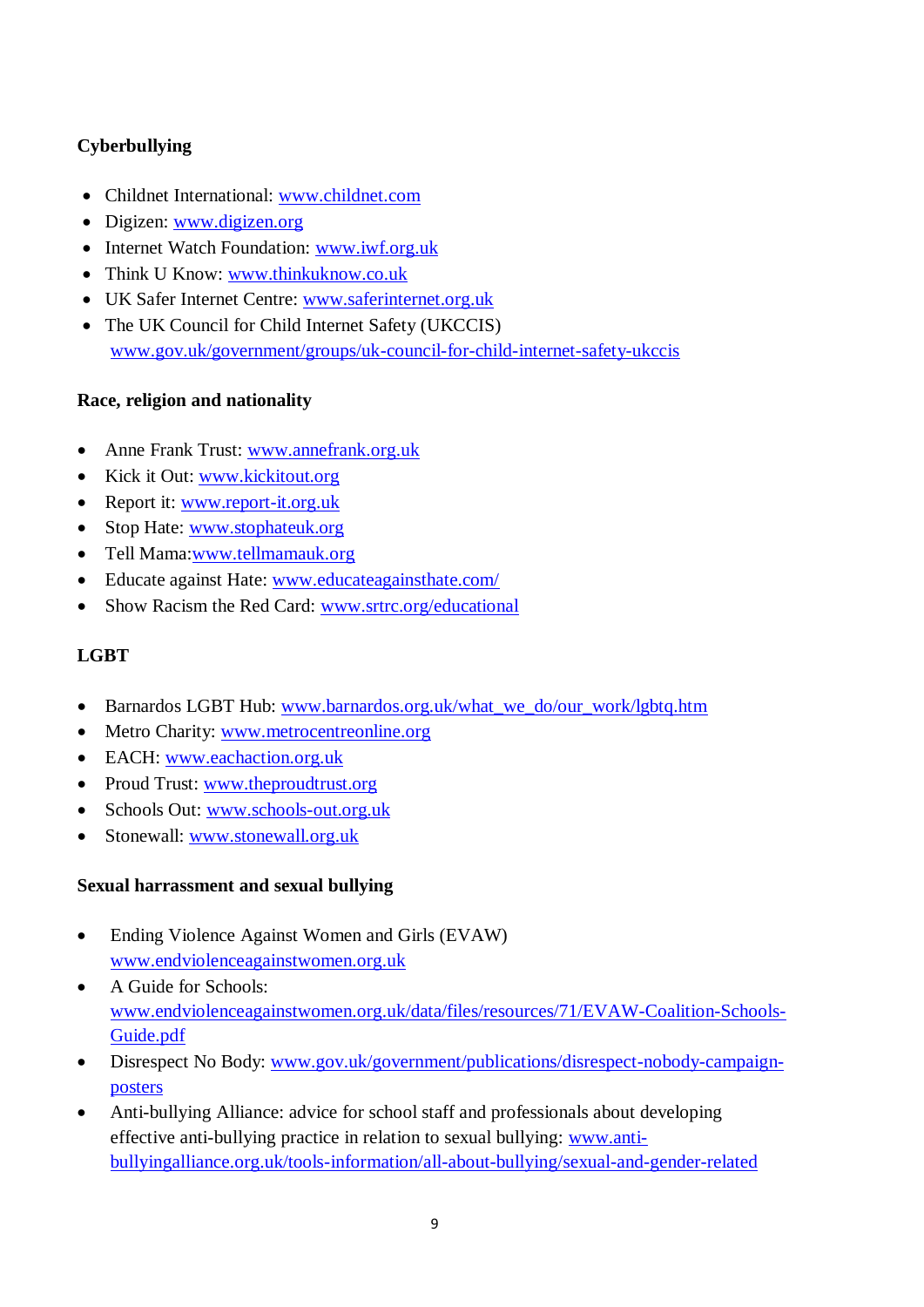**Cyberbullying**

- Childnet International: www.childnet.com
- Digizen: www.digizen.org
- Internet Watch Foundation: www.iwf.org.uk
- Think U Know: www.thinkuknow.co.uk
- UK Safer Internet Centre: www.saferinternet.org.uk
- The UK Council for Child Internet Safety (UKCCIS) www.gov.uk/government/groups/uk-council-for-child-internet-safety-ukccis

**Race, religion and nationality**

- Anne Frank Trust: www.annefrank.org.uk
- Kick it Out: www.kickitout.org
- Report it: www.report-it.org.uk
- Stop Hate: www.stophateuk.org
- Tell Mama:www.tellmamauk.org
- Educate against Hate: www.educateagainsthate.com/
- Show Racism the Red Card: www.srtrc.org/educational

**LGBT**

- Barnardos LGBT Hub: www.barnardos.org.uk/what_we_do/our_work/lgbtq.htm
- Metro Charity: www.metrocentreonline.org
- EACH: www.eachaction.org.uk
- Proud Trust: www.theproudtrust.org
- Schools Out: www.schools-out.org.uk
- Stonewall: www.stonewall.org.uk

**Sexual harrassment and sexual bullying**

- Ending Violence Against Women and Girls (EVAW) www.endviolenceagainstwomen.org.uk
- A Guide for Schools: www.endviolenceagainstwomen.org.uk/data/files/resources/71/EVAW-Coalition-Schools-Guide.pdf
- Disrespect No Body: www.gov.uk/government/publications/disrespect-nobody-campaign-posters
- Anti-bullying Alliance: advice for school staff and professionals about developing effective anti-bullying practice in relation to sexual bullying: www.anti-bullyingalliance.org.uk/tools-information/all-about-bullying/sexual-and-gender-related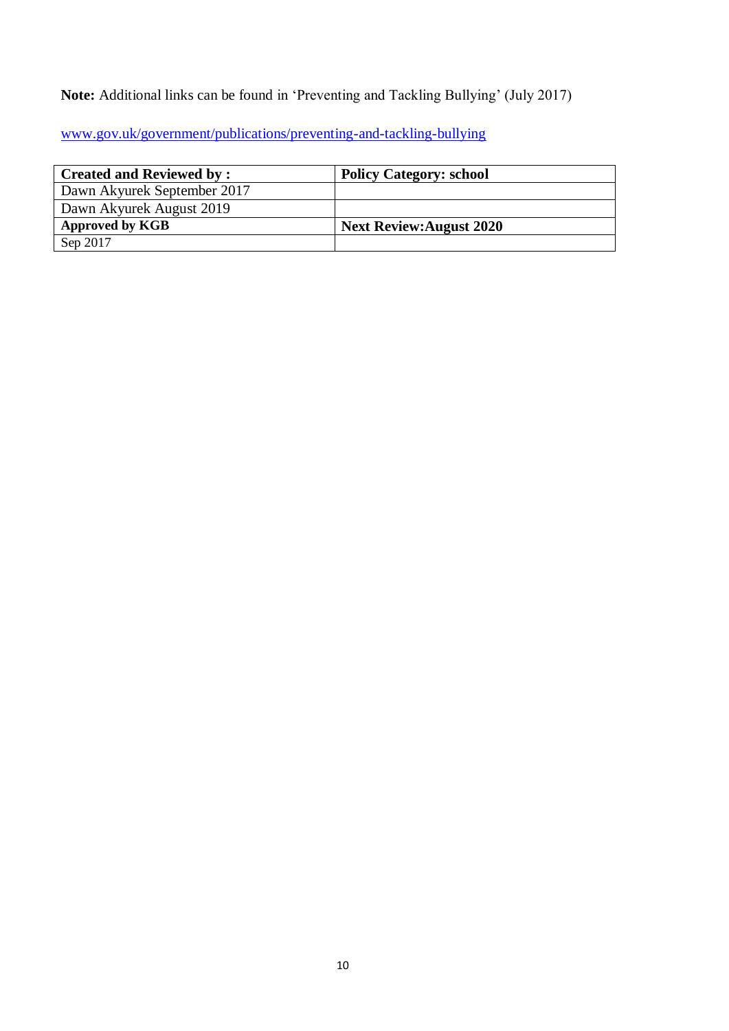**Note:** Additional links can be found in 'Preventing and Tackling Bullying' (July 2017)

www.gov.uk/government/publications/preventing-and-tackling-bullying

| **Created and Reviewed by :** | **Policy Category: school** |
| --- | --- |
| Dawn Akyurek September 2017 | |
| Dawn Akyurek August 2019 | |
| **Approved by KGB** | **Next Review:August 2020** |
| Sep 2017 | |